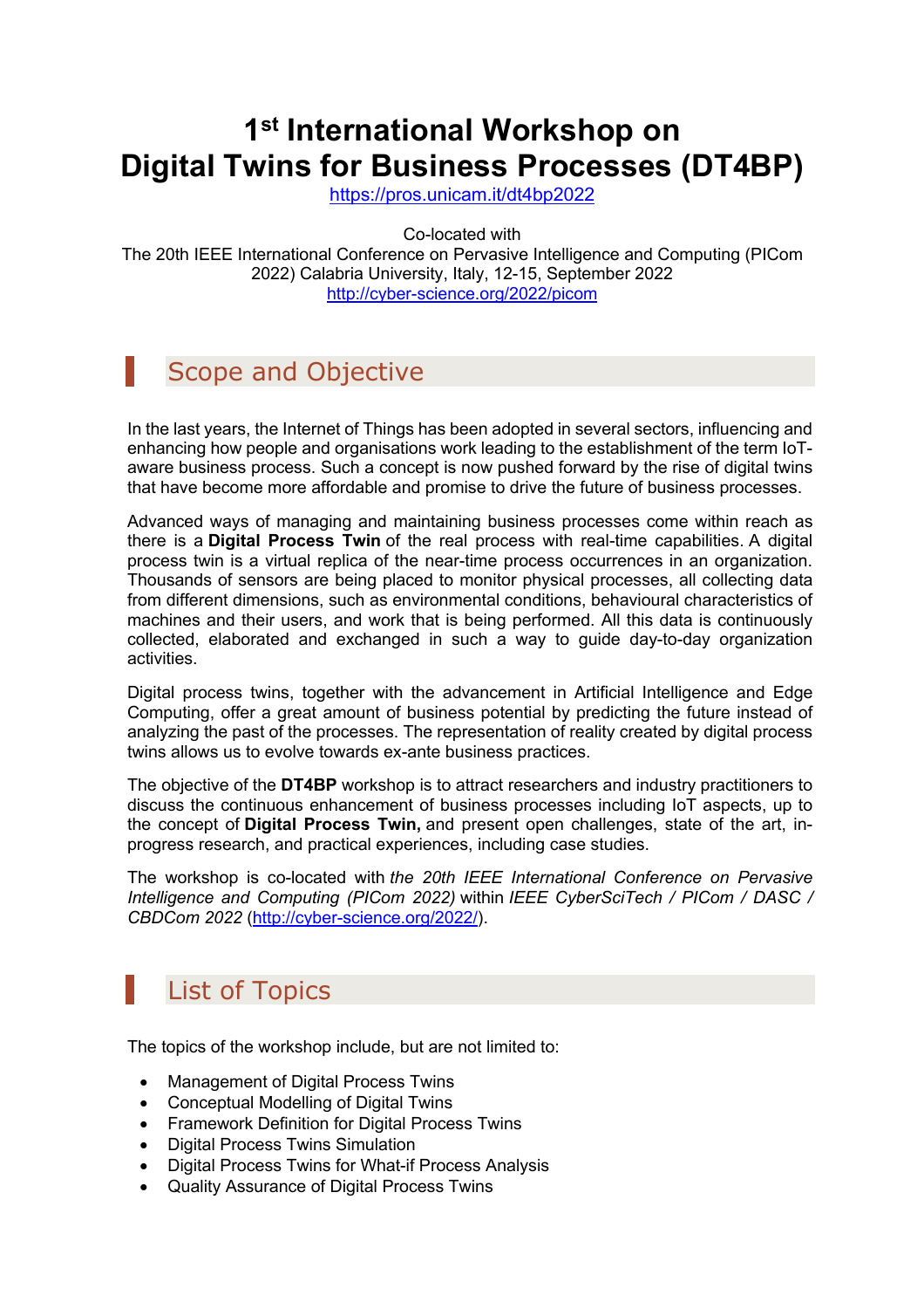# 1st International Workshop on Digital Twins for Business Processes (DT4BP)

https://pros.unicam.it/dt4bp2022

Co-located with
The 20th IEEE International Conference on Pervasive Intelligence and Computing (PICom 2022) Calabria University, Italy, 12-15, September 2022
http://cyber-science.org/2022/picom

## Scope and Objective

In the last years, the Internet of Things has been adopted in several sectors, influencing and enhancing how people and organisations work leading to the establishment of the term IoT-aware business process. Such a concept is now pushed forward by the rise of digital twins that have become more affordable and promise to drive the future of business processes.

Advanced ways of managing and maintaining business processes come within reach as there is a **Digital Process Twin** of the real process with real-time capabilities. A digital process twin is a virtual replica of the near-time process occurrences in an organization. Thousands of sensors are being placed to monitor physical processes, all collecting data from different dimensions, such as environmental conditions, behavioural characteristics of machines and their users, and work that is being performed. All this data is continuously collected, elaborated and exchanged in such a way to guide day-to-day organization activities.

Digital process twins, together with the advancement in Artificial Intelligence and Edge Computing, offer a great amount of business potential by predicting the future instead of analyzing the past of the processes. The representation of reality created by digital process twins allows us to evolve towards ex-ante business practices.

The objective of the **DT4BP** workshop is to attract researchers and industry practitioners to discuss the continuous enhancement of business processes including IoT aspects, up to the concept of **Digital Process Twin,** and present open challenges, state of the art, in-progress research, and practical experiences, including case studies.

The workshop is co-located with *the 20th IEEE International Conference on Pervasive Intelligence and Computing (PICom 2022)* within *IEEE CyberSciTech / PICom / DASC / CBDCom 2022* (http://cyber-science.org/2022/).

## List of Topics

The topics of the workshop include, but are not limited to:

- Management of Digital Process Twins
- Conceptual Modelling of Digital Twins
- Framework Definition for Digital Process Twins
- Digital Process Twins Simulation
- Digital Process Twins for What-if Process Analysis
- Quality Assurance of Digital Process Twins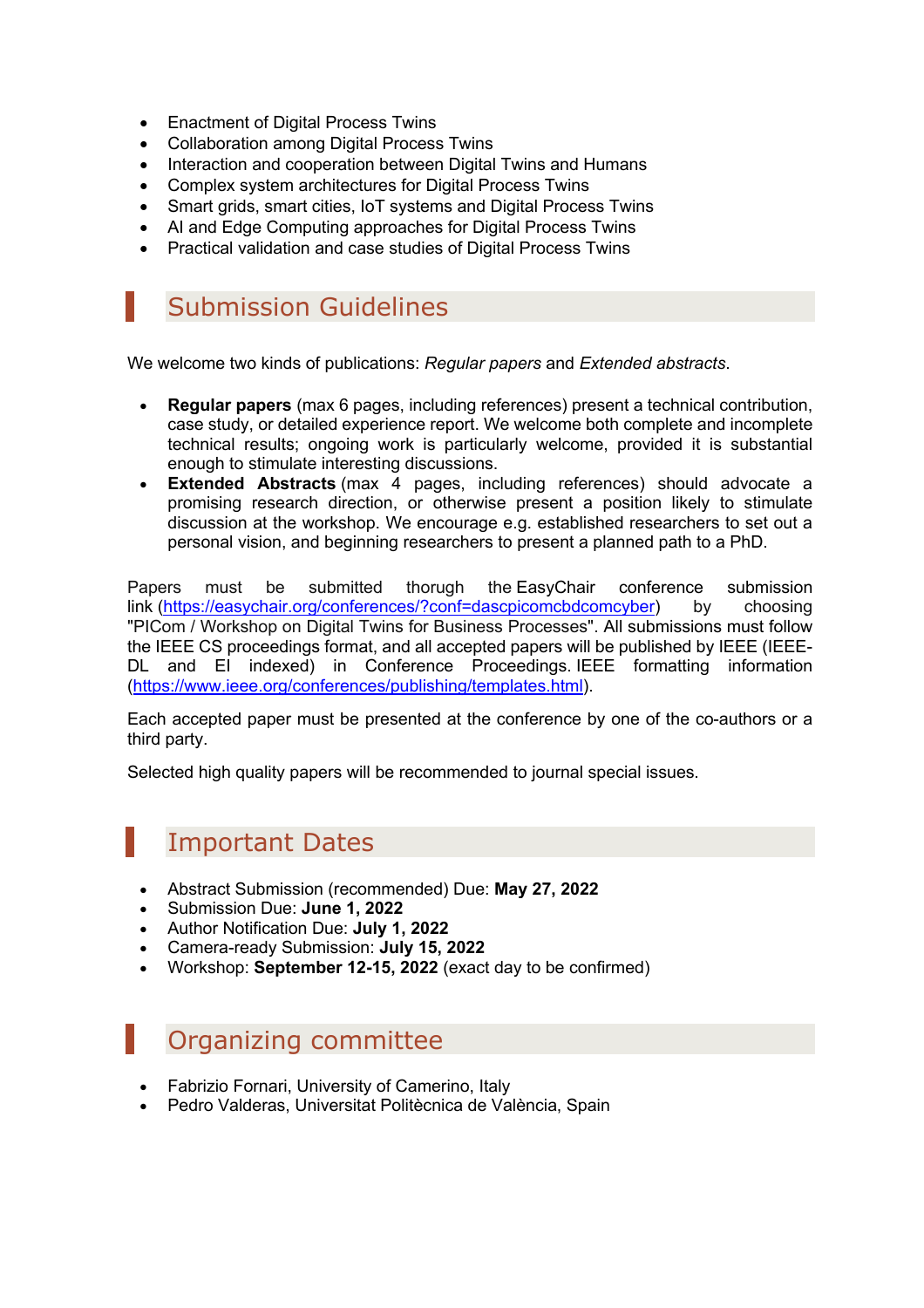- Enactment of Digital Process Twins
- Collaboration among Digital Process Twins
- Interaction and cooperation between Digital Twins and Humans
- Complex system architectures for Digital Process Twins
- Smart grids, smart cities, IoT systems and Digital Process Twins
- AI and Edge Computing approaches for Digital Process Twins
- Practical validation and case studies of Digital Process Twins

## Submission Guidelines

We welcome two kinds of publications: *Regular papers* and *Extended abstracts*.

- **Regular papers** (max 6 pages, including references) present a technical contribution, case study, or detailed experience report. We welcome both complete and incomplete technical results; ongoing work is particularly welcome, provided it is substantial enough to stimulate interesting discussions.
- **Extended Abstracts** (max 4 pages, including references) should advocate a promising research direction, or otherwise present a position likely to stimulate discussion at the workshop. We encourage e.g. established researchers to set out a personal vision, and beginning researchers to present a planned path to a PhD.

Papers must be submitted thorugh the EasyChair conference submission link (https://easychair.org/conferences/?conf=dascpicomcbdcomcyber) by choosing "PICom / Workshop on Digital Twins for Business Processes". All submissions must follow the IEEE CS proceedings format, and all accepted papers will be published by IEEE (IEEE-DL and EI indexed) in Conference Proceedings. IEEE formatting information (https://www.ieee.org/conferences/publishing/templates.html).

Each accepted paper must be presented at the conference by one of the co-authors or a third party.

Selected high quality papers will be recommended to journal special issues.

## Important Dates

- Abstract Submission (recommended) Due: **May 27, 2022**
- Submission Due: **June 1, 2022**
- Author Notification Due: **July 1, 2022**
- Camera-ready Submission: **July 15, 2022**
- Workshop: **September 12-15, 2022** (exact day to be confirmed)

## Organizing committee

- Fabrizio Fornari, University of Camerino, Italy
- Pedro Valderas, Universitat Politècnica de València, Spain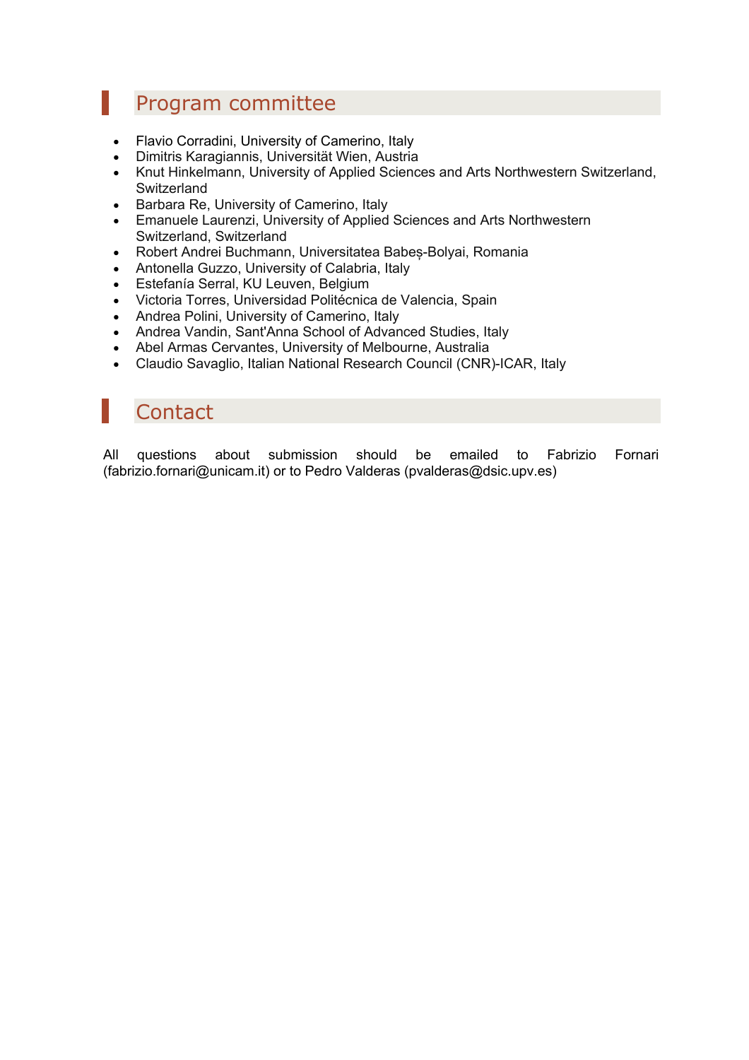## Program committee

- Flavio Corradini, University of Camerino, Italy
- Dimitris Karagiannis, Universität Wien, Austria
- Knut Hinkelmann, University of Applied Sciences and Arts Northwestern Switzerland, Switzerland
- Barbara Re, University of Camerino, Italy
- Emanuele Laurenzi, University of Applied Sciences and Arts Northwestern Switzerland, Switzerland
- Robert Andrei Buchmann, Universitatea Babeș-Bolyai, Romania
- Antonella Guzzo, University of Calabria, Italy
- Estefanía Serral, KU Leuven, Belgium
- Victoria Torres, Universidad Politécnica de Valencia, Spain
- Andrea Polini, University of Camerino, Italy
- Andrea Vandin, Sant'Anna School of Advanced Studies, Italy
- Abel Armas Cervantes, University of Melbourne, Australia
- Claudio Savaglio, Italian National Research Council (CNR)-ICAR, Italy

## Contact

All questions about submission should be emailed to Fabrizio Fornari (fabrizio.fornari@unicam.it) or to Pedro Valderas (pvalderas@dsic.upv.es)